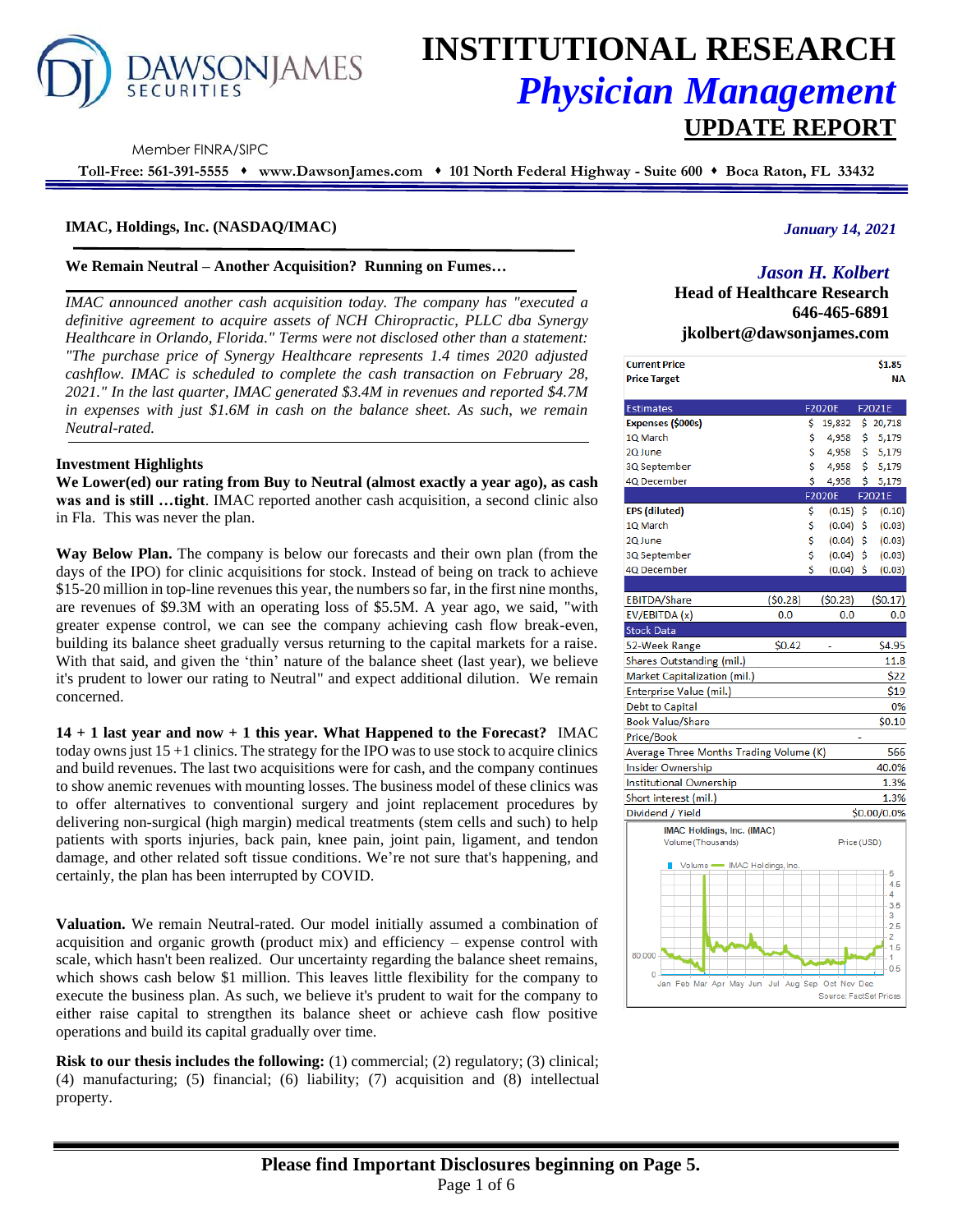# INSTITUTIONAL RESEARCH
## *Physician Management*
## UPDATE REPORT

Member FINRA/SIPC

**Toll-Free: 561-391-5555 ♦ www.DawsonJames.com ♦ 101 North Federal Highway - Suite 600 ♦ Boca Raton, FL 33432**

**IMAC, Holdings, Inc. (NASDAQ/IMAC)**

***January 14, 2021***

***Jason H. Kolbert***
**Head of Healthcare Research**
**646-465-6891**
**jkolbert@dawsonjames.com**

### We Remain Neutral – Another Acquisition? Running on Fumes…

*IMAC announced another cash acquisition today. The company has "executed a definitive agreement to acquire assets of NCH Chiropractic, PLLC dba Synergy Healthcare in Orlando, Florida." Terms were not disclosed other than a statement: "The purchase price of Synergy Healthcare represents 1.4 times 2020 adjusted cashflow. IMAC is scheduled to complete the cash transaction on February 28, 2021." In the last quarter, IMAC generated $3.4M in revenues and reported $4.7M in expenses with just $1.6M in cash on the balance sheet. As such, we remain Neutral-rated.*

| | |
|---|---|
| **Current Price** | **$1.85** |
| **Price Target** | **NA** |

| Estimates | | F2020E | F2021E |
|---|---|---|---|
| **Expenses ($000s)** | | $ 19,832 | $ 20,718 |
| 1Q March | | $ 4,958 | $ 5,179 |
| 2Q June | | $ 4,958 | $ 5,179 |
| 3Q September | | $ 4,958 | $ 5,179 |
| 4Q December | | $ 4,958 | $ 5,179 |
| | | **F2020E** | **F2021E** |
| **EPS (diluted)** | | $ (0.15) | $ (0.10) |
| 1Q March | | $ (0.04) | $ (0.03) |
| 2Q June | | $ (0.04) | $ (0.03) |
| 3Q September | | $ (0.04) | $ (0.03) |
| 4Q December | | $ (0.04) | $ (0.03) |
| | | | |
| EBITDA/Share | ($0.28) | ($0.23) | ($0.17) |
| EV/EBITDA (x) | 0.0 | 0.0 | 0.0 |
| **Stock Data** | | | |
| 52-Week Range | $0.42 | - | $4.95 |
| Shares Outstanding (mil.) | | | 11.8 |
| Market Capitalization (mil.) | | | $22 |
| Enterprise Value (mil.) | | | $19 |
| Debt to Capital | | | 0% |
| Book Value/Share | | | $0.10 |
| Price/Book | | - | |
| Average Three Months Trading Volume (K) | | | 566 |
| Insider Ownership | | | 40.0% |
| Institutional Ownership | | | 1.3% |
| Short interest (mil.) | | | 1.3% |
| Dividend / Yield | | | $0.00/0.0% |

IMAC Holdings, Inc. (IMAC) — Volume (Thousands), Price (USD). Source: FactSet Prices

### Investment Highlights

**We Lower(ed) our rating from Buy to Neutral (almost exactly a year ago), as cash was and is still …tight**. IMAC reported another cash acquisition, a second clinic also in Fla. This was never the plan.

**Way Below Plan.** The company is below our forecasts and their own plan (from the days of the IPO) for clinic acquisitions for stock. Instead of being on track to achieve $15-20 million in top-line revenues this year, the numbers so far, in the first nine months, are revenues of $9.3M with an operating loss of $5.5M. A year ago, we said, "with greater expense control, we can see the company achieving cash flow break-even, building its balance sheet gradually versus returning to the capital markets for a raise. With that said, and given the 'thin' nature of the balance sheet (last year), we believe it's prudent to lower our rating to Neutral" and expect additional dilution. We remain concerned.

**14 + 1 last year and now + 1 this year. What Happened to the Forecast?** IMAC today owns just 15 +1 clinics. The strategy for the IPO was to use stock to acquire clinics and build revenues. The last two acquisitions were for cash, and the company continues to show anemic revenues with mounting losses. The business model of these clinics was to offer alternatives to conventional surgery and joint replacement procedures by delivering non-surgical (high margin) medical treatments (stem cells and such) to help patients with sports injuries, back pain, knee pain, joint pain, ligament, and tendon damage, and other related soft tissue conditions. We're not sure that's happening, and certainly, the plan has been interrupted by COVID.

**Valuation.** We remain Neutral-rated. Our model initially assumed a combination of acquisition and organic growth (product mix) and efficiency – expense control with scale, which hasn't been realized. Our uncertainty regarding the balance sheet remains, which shows cash below $1 million. This leaves little flexibility for the company to execute the business plan. As such, we believe it's prudent to wait for the company to either raise capital to strengthen its balance sheet or achieve cash flow positive operations and build its capital gradually over time.

**Risk to our thesis includes the following:** (1) commercial; (2) regulatory; (3) clinical; (4) manufacturing; (5) financial; (6) liability; (7) acquisition and (8) intellectual property.

**Please find Important Disclosures beginning on Page 5.**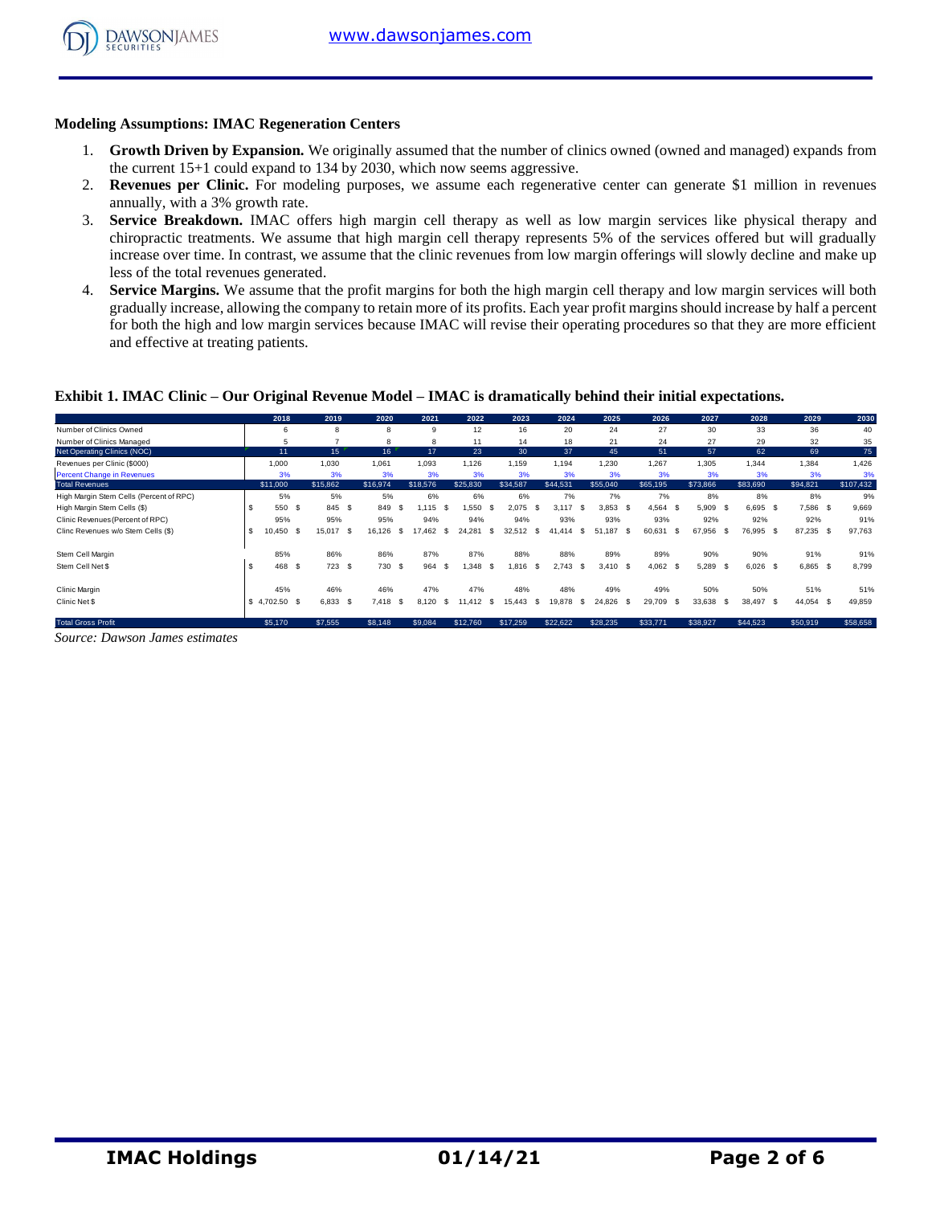### Modeling Assumptions: IMAC Regeneration Centers

1. **Growth Driven by Expansion.** We originally assumed that the number of clinics owned (owned and managed) expands from the current 15+1 could expand to 134 by 2030, which now seems aggressive.
2. **Revenues per Clinic.** For modeling purposes, we assume each regenerative center can generate $1 million in revenues annually, with a 3% growth rate.
3. **Service Breakdown.** IMAC offers high margin cell therapy as well as low margin services like physical therapy and chiropractic treatments. We assume that high margin cell therapy represents 5% of the services offered but will gradually increase over time. In contrast, we assume that the clinic revenues from low margin offerings will slowly decline and make up less of the total revenues generated.
4. **Service Margins.** We assume that the profit margins for both the high margin cell therapy and low margin services will both gradually increase, allowing the company to retain more of its profits. Each year profit margins should increase by half a percent for both the high and low margin services because IMAC will revise their operating procedures so that they are more efficient and effective at treating patients.

**Exhibit 1. IMAC Clinic – Our Original Revenue Model – IMAC is dramatically behind their initial expectations.**

| | 2018 | 2019 | 2020 | 2021 | 2022 | 2023 | 2024 | 2025 | 2026 | 2027 | 2028 | 2029 | 2030 |
|---|---|---|---|---|---|---|---|---|---|---|---|---|---|
| Number of Clinics Owned | 6 | 8 | 8 | 9 | 12 | 16 | 20 | 24 | 27 | 30 | 33 | 36 | 40 |
| Number of Clinics Managed | 5 | 7 | 8 | 8 | 11 | 14 | 18 | 21 | 24 | 27 | 29 | 32 | 35 |
| Net Operating Clinics (NOC) | 11 | 15 | 16 | 17 | 23 | 30 | 37 | 45 | 51 | 57 | 62 | 69 | 75 |
| Revenues per Clinic ($000) | 1,000 | 1,030 | 1,061 | 1,093 | 1,126 | 1,159 | 1,194 | 1,230 | 1,267 | 1,305 | 1,344 | 1,384 | 1,426 |
| Percent Change in Revenues | 3% | 3% | 3% | 3% | 3% | 3% | 3% | 3% | 3% | 3% | 3% | 3% | 3% |
| Total Revenues | $11,000 | $15,862 | $16,974 | $18,576 | $25,830 | $34,587 | $44,531 | $55,040 | $65,195 | $73,866 | $83,690 | $94,821 | $107,432 |
| High Margin Stem Cells (Percent of RPC) | 5% | 5% | 5% | 6% | 6% | 6% | 7% | 7% | 7% | 8% | 8% | 8% | 9% |
| High Margin Stem Cells ($) | $ 550 | $ 845 | $ 849 | $ 1,115 | $ 1,550 | $ 2,075 | $ 3,117 | $ 3,853 | $ 4,564 | $ 5,909 | $ 6,695 | $ 7,586 | $ 9,669 |
| Clinic Revenues (Percent of RPC) | 95% | 95% | 95% | 94% | 94% | 94% | 93% | 93% | 93% | 92% | 92% | 92% | 91% |
| Clinc Revenues w/o Stem Cells ($) | $ 10,450 | $ 15,017 | $ 16,126 | $ 17,462 | $ 24,281 | $ 32,512 | $ 41,414 | $ 51,187 | $ 60,631 | $ 67,956 | $ 76,995 | $ 87,235 | $ 97,763 |
| | | | | | | | | | | | | | |
| Stem Cell Margin | 85% | 86% | 86% | 87% | 87% | 88% | 88% | 89% | 89% | 90% | 90% | 91% | 91% |
| Stem Cell Net $ | $ 468 | $ 723 | $ 730 | $ 964 | $ 1,348 | $ 1,816 | $ 2,743 | $ 3,410 | $ 4,062 | $ 5,289 | $ 6,026 | $ 6,865 | $ 8,799 |
| | | | | | | | | | | | | | |
| Clinic Margin | 45% | 46% | 46% | 47% | 47% | 48% | 48% | 49% | 49% | 50% | 50% | 51% | 51% |
| Clinic Net $ | $ 4,702.50 | $ 6,833 | $ 7,418 | $ 8,120 | $ 11,412 | $ 15,443 | $ 19,878 | $ 24,826 | $ 29,709 | $ 33,638 | $ 38,497 | $ 44,054 | $ 49,859 |
| | | | | | | | | | | | | | |
| Total Gross Profit | $5,170 | $7,555 | $8,148 | $9,084 | $12,760 | $17,259 | $22,622 | $28,235 | $33,771 | $38,927 | $44,523 | $50,919 | $58,658 |

*Source: Dawson James estimates*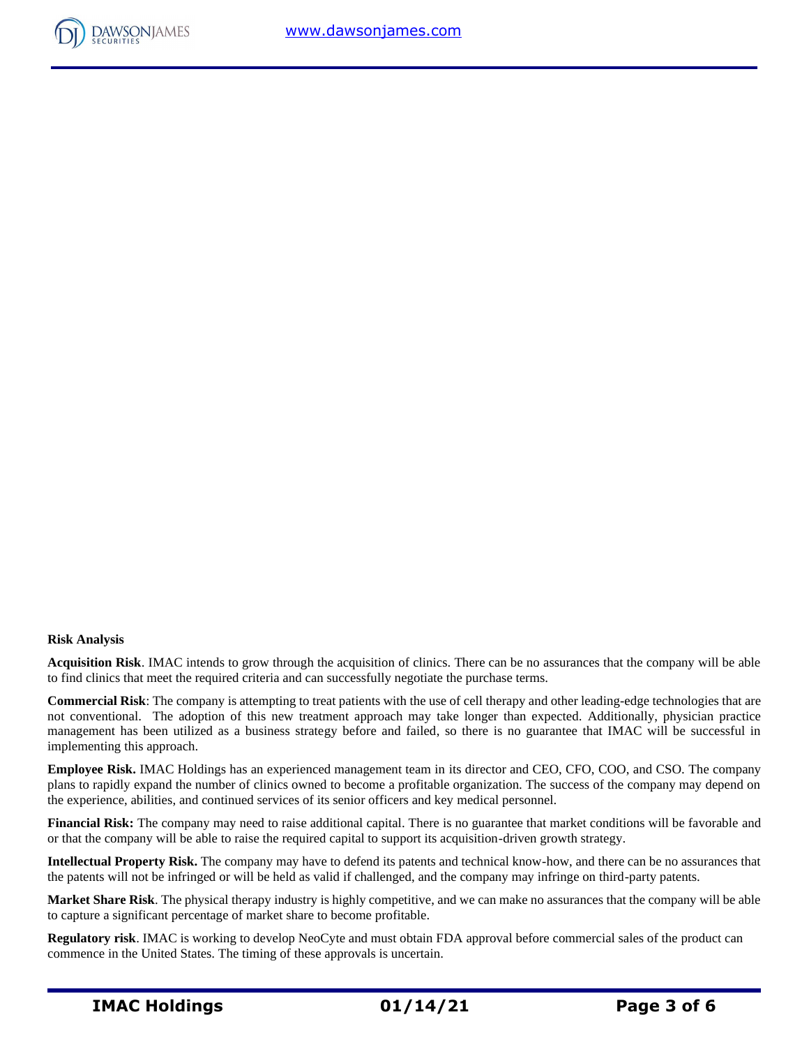**Risk Analysis**

**Acquisition Risk**. IMAC intends to grow through the acquisition of clinics. There can be no assurances that the company will be able to find clinics that meet the required criteria and can successfully negotiate the purchase terms.

**Commercial Risk**: The company is attempting to treat patients with the use of cell therapy and other leading-edge technologies that are not conventional. The adoption of this new treatment approach may take longer than expected. Additionally, physician practice management has been utilized as a business strategy before and failed, so there is no guarantee that IMAC will be successful in implementing this approach.

**Employee Risk.** IMAC Holdings has an experienced management team in its director and CEO, CFO, COO, and CSO. The company plans to rapidly expand the number of clinics owned to become a profitable organization. The success of the company may depend on the experience, abilities, and continued services of its senior officers and key medical personnel.

**Financial Risk:** The company may need to raise additional capital. There is no guarantee that market conditions will be favorable and or that the company will be able to raise the required capital to support its acquisition-driven growth strategy.

**Intellectual Property Risk.** The company may have to defend its patents and technical know-how, and there can be no assurances that the patents will not be infringed or will be held as valid if challenged, and the company may infringe on third-party patents.

**Market Share Risk**. The physical therapy industry is highly competitive, and we can make no assurances that the company will be able to capture a significant percentage of market share to become profitable.

**Regulatory risk**. IMAC is working to develop NeoCyte and must obtain FDA approval before commercial sales of the product can commence in the United States. The timing of these approvals is uncertain.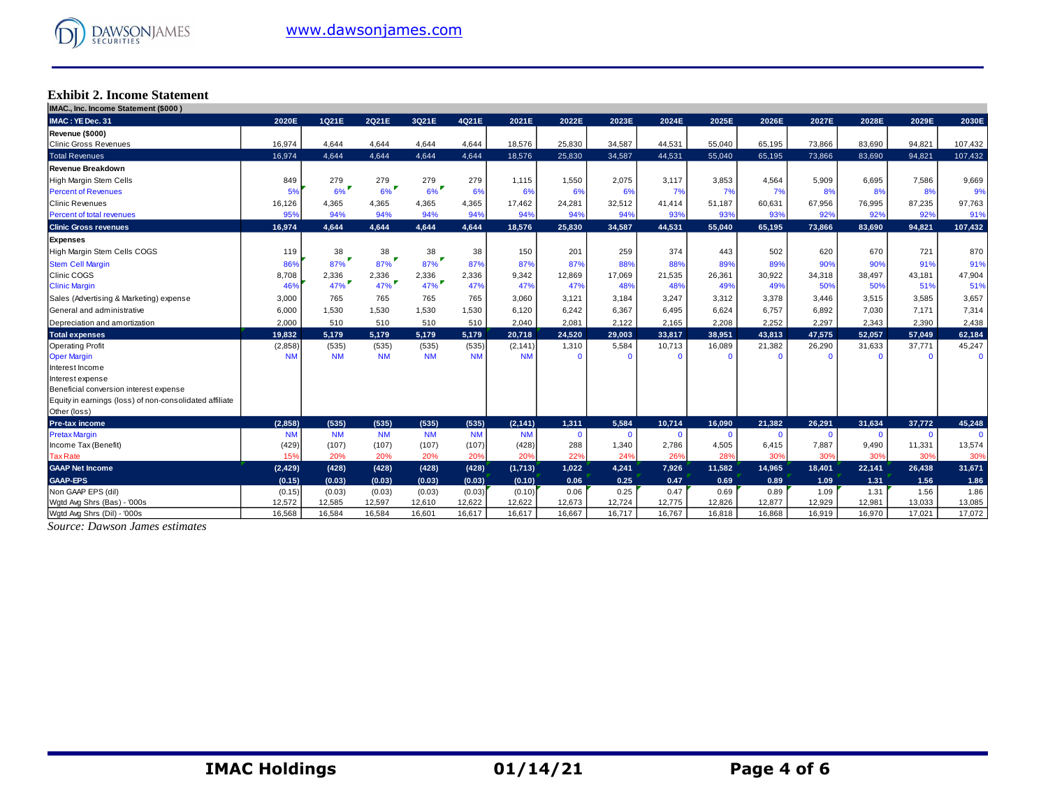**Exhibit 2. Income Statement**

| IMAC, Inc. Income Statement ($000 ) | | | | | | | | | | | | | | | |
|---|---|---|---|---|---|---|---|---|---|---|---|---|---|---|---|
| **IMAC : YE Dec. 31** | **2020E** | **1Q21E** | **2Q21E** | **3Q21E** | **4Q21E** | **2021E** | **2022E** | **2023E** | **2024E** | **2025E** | **2026E** | **2027E** | **2028E** | **2029E** | **2030E** |
| **Revenue ($000)** | | | | | | | | | | | | | | | |
| Clinic Gross Revenues | 16,974 | 4,644 | 4,644 | 4,644 | 4,644 | 18,576 | 25,830 | 34,587 | 44,531 | 55,040 | 65,195 | 73,866 | 83,690 | 94,821 | 107,432 |
| Total Revenues | 16,974 | 4,644 | 4,644 | 4,644 | 4,644 | 18,576 | 25,830 | 34,587 | 44,531 | 55,040 | 65,195 | 73,866 | 83,690 | 94,821 | 107,432 |
| **Revenue Breakdown** | | | | | | | | | | | | | | | |
| High Margin Stem Cells | 849 | 279 | 279 | 279 | 279 | 1,115 | 1,550 | 2,075 | 3,117 | 3,853 | 4,564 | 5,909 | 6,695 | 7,586 | 9,669 |
| Percent of Revenues | 5% | 6% | 6% | 6% | 6% | 6% | 6% | 6% | 7% | 7% | 7% | 8% | 8% | 8% | 9% |
| Clinic Revenues | 16,126 | 4,365 | 4,365 | 4,365 | 4,365 | 17,462 | 24,281 | 32,512 | 41,414 | 51,187 | 60,631 | 67,956 | 76,995 | 87,235 | 97,763 |
| Percent of total revenues | 95% | 94% | 94% | 94% | 94% | 94% | 94% | 94% | 93% | 93% | 93% | 92% | 92% | 92% | 91% |
| **Clinic Gross revenues** | **16,974** | **4,644** | **4,644** | **4,644** | **4,644** | **18,576** | **25,830** | **34,587** | **44,531** | **55,040** | **65,195** | **73,866** | **83,690** | **94,821** | **107,432** |
| **Expenses** | | | | | | | | | | | | | | | |
| High Margin Stem Cells COGS | 119 | 38 | 38 | 38 | 38 | 150 | 201 | 259 | 374 | 443 | 502 | 620 | 670 | 721 | 870 |
| Stem Cell Margin | 86% | 87% | 87% | 87% | 87% | 87% | 87% | 88% | 88% | 89% | 89% | 90% | 90% | 91% | 91% |
| Clinic COGS | 8,708 | 2,336 | 2,336 | 2,336 | 2,336 | 9,342 | 12,869 | 17,069 | 21,535 | 26,361 | 30,922 | 34,318 | 38,497 | 43,181 | 47,904 |
| Clinic Margin | 46% | 47% | 47% | 47% | 47% | 47% | 47% | 48% | 48% | 49% | 49% | 50% | 50% | 51% | 51% |
| Sales (Advertising & Marketing) expense | 3,000 | 765 | 765 | 765 | 765 | 3,060 | 3,121 | 3,184 | 3,247 | 3,312 | 3,378 | 3,446 | 3,515 | 3,585 | 3,657 |
| General and administrative | 6,000 | 1,530 | 1,530 | 1,530 | 1,530 | 6,120 | 6,242 | 6,367 | 6,495 | 6,624 | 6,757 | 6,892 | 7,030 | 7,171 | 7,314 |
| Depreciation and amortization | 2,000 | 510 | 510 | 510 | 510 | 2,040 | 2,081 | 2,122 | 2,165 | 2,208 | 2,252 | 2,297 | 2,343 | 2,390 | 2,438 |
| **Total expenses** | **19,832** | **5,179** | **5,179** | **5,179** | **5,179** | **20,718** | **24,520** | **29,003** | **33,817** | **38,951** | **43,813** | **47,575** | **52,057** | **57,049** | **62,184** |
| Operating Profit | (2,858) | (535) | (535) | (535) | (535) | (2,141) | 1,310 | 5,584 | 10,713 | 16,089 | 21,382 | 26,290 | 31,633 | 37,771 | 45,247 |
| Oper Margin | NM | NM | NM | NM | NM | NM | 0 | 0 | 0 | 0 | 0 | 0 | 0 | 0 | 0 |
| Interest Income | | | | | | | | | | | | | | | |
| Interest expense | | | | | | | | | | | | | | | |
| Beneficial conversion interest expense | | | | | | | | | | | | | | | |
| Equity in earnings (loss) of non-consolidated affiliate | | | | | | | | | | | | | | | |
| Other (loss) | | | | | | | | | | | | | | | |
| **Pre-tax income** | **(2,858)** | **(535)** | **(535)** | **(535)** | **(535)** | **(2,141)** | **1,311** | **5,584** | **10,714** | **16,090** | **21,382** | **26,291** | **31,634** | **37,772** | **45,248** |
| Pretax Margin | NM | NM | NM | NM | NM | NM | 0 | 0 | 0 | 0 | 0 | 0 | 0 | 0 | 0 |
| Income Tax (Benefit) | (429) | (107) | (107) | (107) | (107) | (428) | 288 | 1,340 | 2,786 | 4,505 | 6,415 | 7,887 | 9,490 | 11,331 | 13,574 |
| Tax Rate | 15% | 20% | 20% | 20% | 20% | 20% | 22% | 24% | 26% | 28% | 30% | 30% | 30% | 30% | 30% |
| **GAAP Net Income** | **(2,429)** | **(428)** | **(428)** | **(428)** | **(428)** | **(1,713)** | **1,022** | **4,241** | **7,926** | **11,582** | **14,965** | **18,401** | **22,141** | **26,438** | **31,671** |
| **GAAP-EPS** | **(0.15)** | **(0.03)** | **(0.03)** | **(0.03)** | **(0.03)** | **(0.10)** | **0.06** | **0.25** | **0.47** | **0.69** | **0.89** | **1.09** | **1.31** | **1.56** | **1.86** |
| Non GAAP EPS (dil) | (0.15) | (0.03) | (0.03) | (0.03) | (0.03) | (0.10) | 0.06 | 0.25 | 0.47 | 0.69 | 0.89 | 1.09 | 1.31 | 1.56 | 1.86 |
| Wgtd Avg Shrs (Bas) - '000s | 12,572 | 12,585 | 12,597 | 12,610 | 12,622 | 12,622 | 12,673 | 12,724 | 12,775 | 12,826 | 12,877 | 12,929 | 12,981 | 13,033 | 13,085 |
| Wgtd Avg Shrs (Dil) - '000s | 16,568 | 16,584 | 16,584 | 16,601 | 16,617 | 16,617 | 16,667 | 16,717 | 16,767 | 16,818 | 16,868 | 16,919 | 16,970 | 17,021 | 17,072 |

*Source: Dawson James estimates*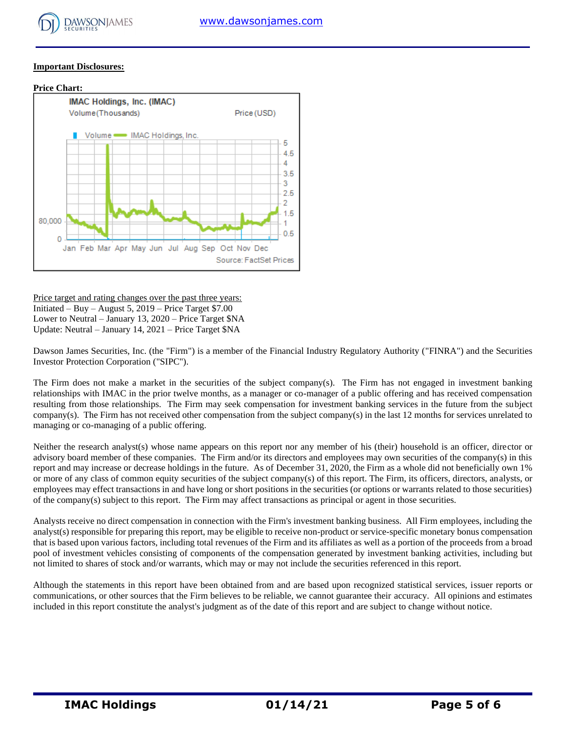**Important Disclosures:**

**Price Chart:**

Price target and rating changes over the past three years:
Initiated – Buy – August 5, 2019 – Price Target $7.00
Lower to Neutral – January 13, 2020 – Price Target $NA
Update: Neutral – January 14, 2021 – Price Target $NA

Dawson James Securities, Inc. (the "Firm") is a member of the Financial Industry Regulatory Authority ("FINRA") and the Securities Investor Protection Corporation ("SIPC").

The Firm does not make a market in the securities of the subject company(s). The Firm has not engaged in investment banking relationships with IMAC in the prior twelve months, as a manager or co-manager of a public offering and has received compensation resulting from those relationships. The Firm may seek compensation for investment banking services in the future from the subject company(s). The Firm has not received other compensation from the subject company(s) in the last 12 months for services unrelated to managing or co-managing of a public offering.

Neither the research analyst(s) whose name appears on this report nor any member of his (their) household is an officer, director or advisory board member of these companies. The Firm and/or its directors and employees may own securities of the company(s) in this report and may increase or decrease holdings in the future. As of December 31, 2020, the Firm as a whole did not beneficially own 1% or more of any class of common equity securities of the subject company(s) of this report. The Firm, its officers, directors, analysts, or employees may effect transactions in and have long or short positions in the securities (or options or warrants related to those securities) of the company(s) subject to this report. The Firm may affect transactions as principal or agent in those securities.

Analysts receive no direct compensation in connection with the Firm's investment banking business. All Firm employees, including the analyst(s) responsible for preparing this report, may be eligible to receive non-product or service-specific monetary bonus compensation that is based upon various factors, including total revenues of the Firm and its affiliates as well as a portion of the proceeds from a broad pool of investment vehicles consisting of components of the compensation generated by investment banking activities, including but not limited to shares of stock and/or warrants, which may or may not include the securities referenced in this report.

Although the statements in this report have been obtained from and are based upon recognized statistical services, issuer reports or communications, or other sources that the Firm believes to be reliable, we cannot guarantee their accuracy. All opinions and estimates included in this report constitute the analyst's judgment as of the date of this report and are subject to change without notice.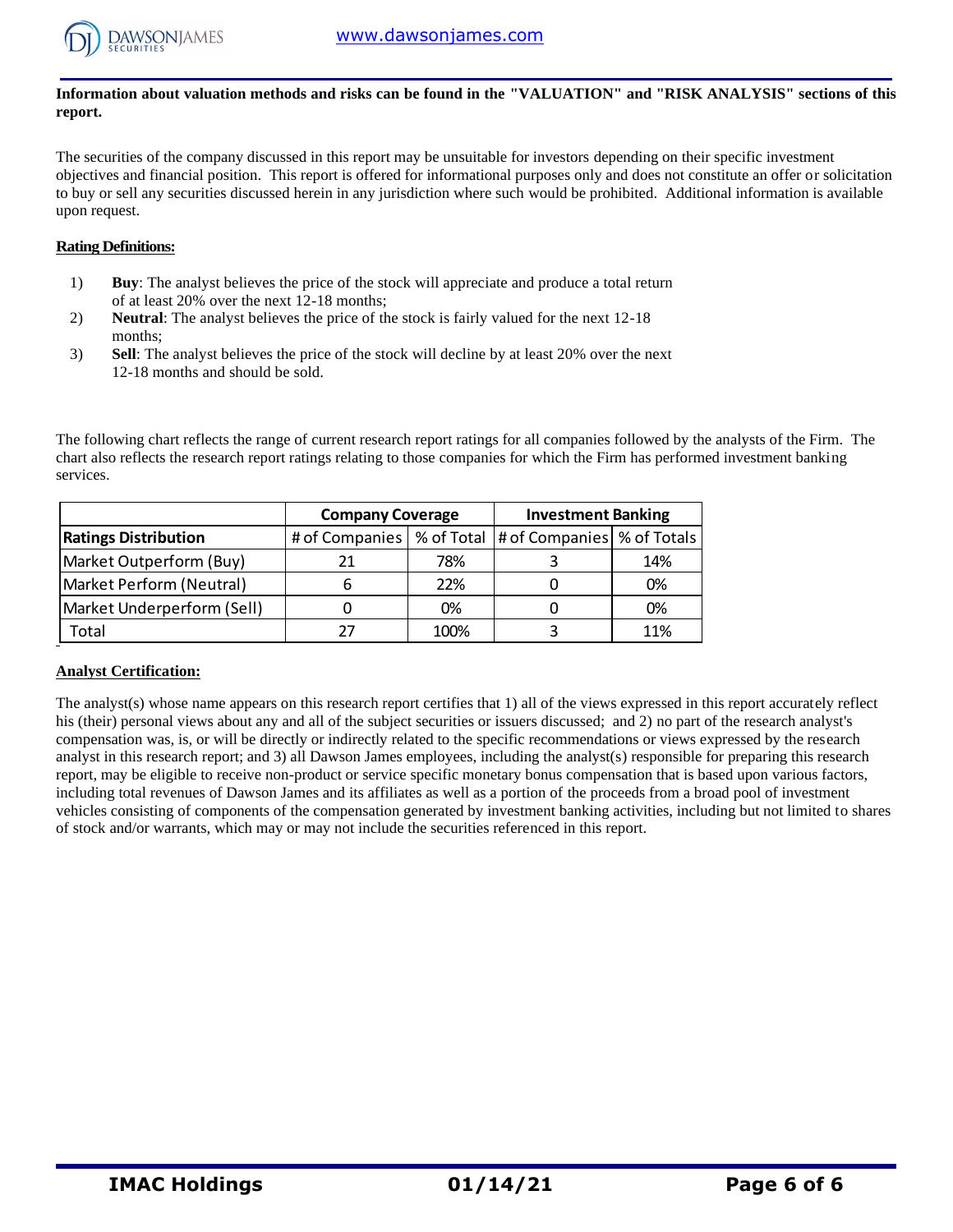**Information about valuation methods and risks can be found in the "VALUATION" and "RISK ANALYSIS" sections of this report.**

The securities of the company discussed in this report may be unsuitable for investors depending on their specific investment objectives and financial position. This report is offered for informational purposes only and does not constitute an offer or solicitation to buy or sell any securities discussed herein in any jurisdiction where such would be prohibited. Additional information is available upon request.

**Rating Definitions:**

1) **Buy**: The analyst believes the price of the stock will appreciate and produce a total return of at least 20% over the next 12-18 months;
2) **Neutral**: The analyst believes the price of the stock is fairly valued for the next 12-18 months;
3) **Sell**: The analyst believes the price of the stock will decline by at least 20% over the next 12-18 months and should be sold.

The following chart reflects the range of current research report ratings for all companies followed by the analysts of the Firm. The chart also reflects the research report ratings relating to those companies for which the Firm has performed investment banking services.

| | Company Coverage | | Investment Banking | |
|---|---|---|---|---|
| **Ratings Distribution** | # of Companies | % of Total | # of Companies | % of Totals |
| Market Outperform (Buy) | 21 | 78% | 3 | 14% |
| Market Perform (Neutral) | 6 | 22% | 0 | 0% |
| Market Underperform (Sell) | 0 | 0% | 0 | 0% |
| Total | 27 | 100% | 3 | 11% |

**Analyst Certification:**

The analyst(s) whose name appears on this research report certifies that 1) all of the views expressed in this report accurately reflect his (their) personal views about any and all of the subject securities or issuers discussed; and 2) no part of the research analyst's compensation was, is, or will be directly or indirectly related to the specific recommendations or views expressed by the research analyst in this research report; and 3) all Dawson James employees, including the analyst(s) responsible for preparing this research report, may be eligible to receive non-product or service specific monetary bonus compensation that is based upon various factors, including total revenues of Dawson James and its affiliates as well as a portion of the proceeds from a broad pool of investment vehicles consisting of components of the compensation generated by investment banking activities, including but not limited to shares of stock and/or warrants, which may or may not include the securities referenced in this report.